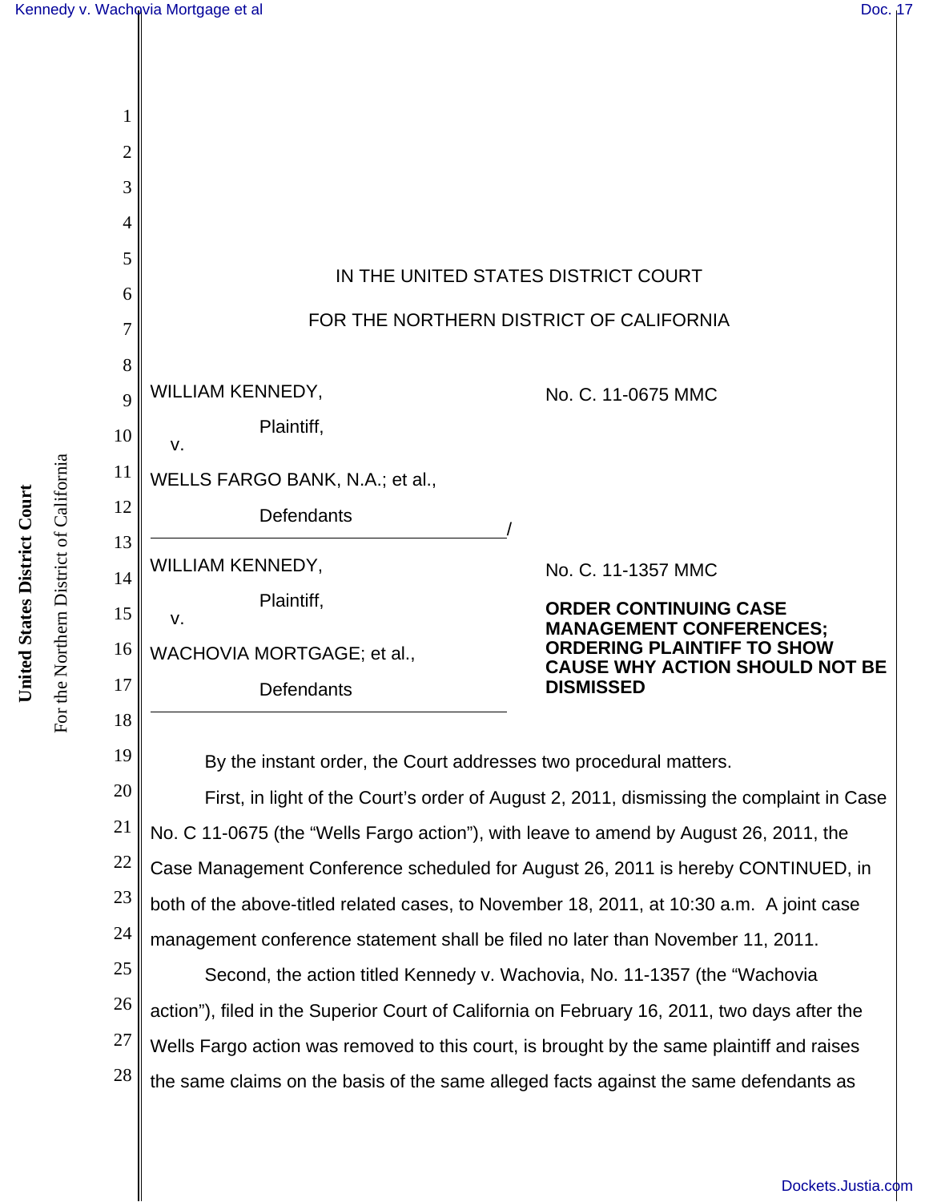IN THE UNITED STATES DISTRICT COURT

FOR THE NORTHERN DISTRICT OF CALIFORNIA

WILLIAM KENNEDY,

Plaintiff,

v.

WELLS FARGO BANK, N.A.; et al.,

Defendants

/

No. C. 11-0675 MMC

WILLIAM KENNEDY,

Plaintiff,

v.

WACHOVIA MORTGAGE; et al.,

Defendants

No. C. 11-1357 MMC

**ORDER CONTINUING CASE MANAGEMENT CONFERENCES; ORDERING PLAINTIFF TO SHOW CAUSE WHY ACTION SHOULD NOT BE DISMISSED**

By the instant order, the Court addresses two procedural matters.

First, in light of the Court's order of August 2, 2011, dismissing the complaint in Case No. C 11-0675 (the "Wells Fargo action"), with leave to amend by August 26, 2011, the Case Management Conference scheduled for August 26, 2011 is hereby CONTINUED, in both of the above-titled related cases, to November 18, 2011, at 10:30 a.m. A joint case management conference statement shall be filed no later than November 11, 2011.

Second, the action titled Kennedy v. Wachovia, No. 11-1357 (the "Wachovia action"), filed in the Superior Court of California on February 16, 2011, two days after the Wells Fargo action was removed to this court, is brought by the same plaintiff and raises the same claims on the basis of the same alleged facts against the same defendants as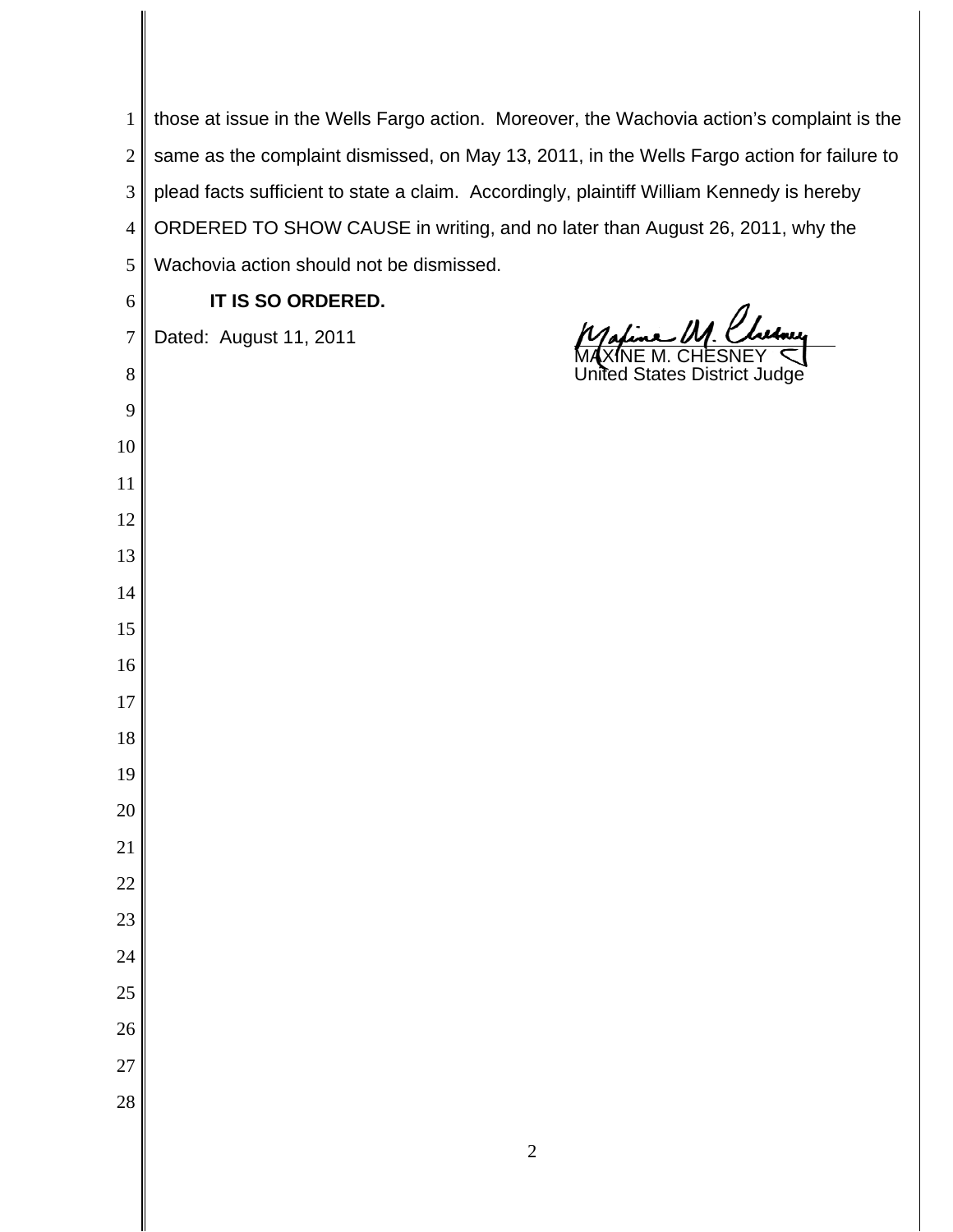those at issue in the Wells Fargo action. Moreover, the Wachovia action's complaint is the same as the complaint dismissed, on May 13, 2011, in the Wells Fargo action for failure to plead facts sufficient to state a claim. Accordingly, plaintiff William Kennedy is hereby ORDERED TO SHOW CAUSE in writing, and no later than August 26, 2011, why the Wachovia action should not be dismissed.

**IT IS SO ORDERED.**

Dated: August 11, 2011

MAXINE M. CHESNEY
United States District Judge